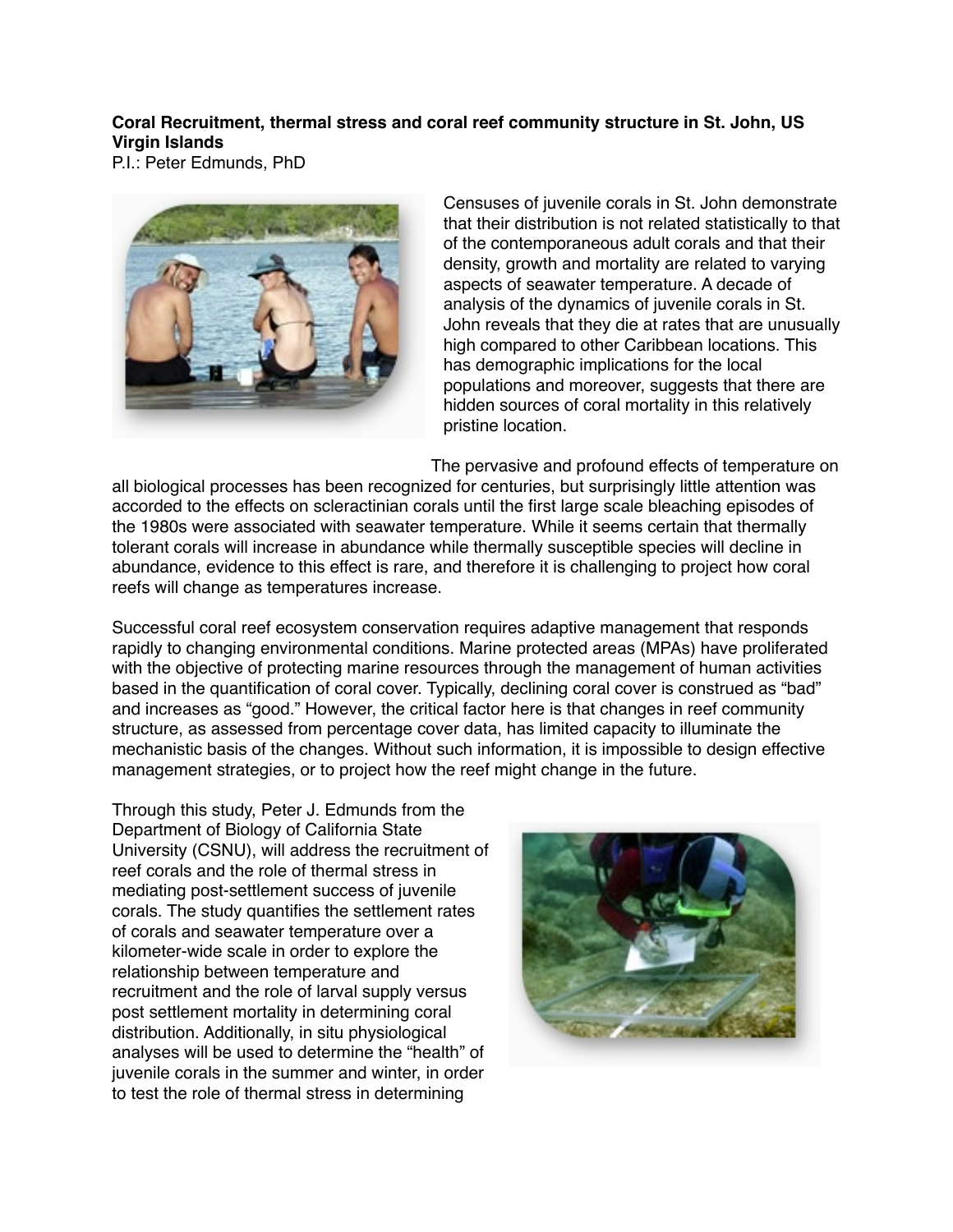**Coral Recruitment, thermal stress and coral reef community structure in St. John, US Virgin Islands**
P.I.: Peter Edmunds, PhD

Censuses of juvenile corals in St. John demonstrate that their distribution is not related statistically to that of the contemporaneous adult corals and that their density, growth and mortality are related to varying aspects of seawater temperature. A decade of analysis of the dynamics of juvenile corals in St. John reveals that they die at rates that are unusually high compared to other Caribbean locations. This has demographic implications for the local populations and moreover, suggests that there are hidden sources of coral mortality in this relatively pristine location.

The pervasive and profound effects of temperature on all biological processes has been recognized for centuries, but surprisingly little attention was accorded to the effects on scleractinian corals until the first large scale bleaching episodes of the 1980s were associated with seawater temperature. While it seems certain that thermally tolerant corals will increase in abundance while thermally susceptible species will decline in abundance, evidence to this effect is rare, and therefore it is challenging to project how coral reefs will change as temperatures increase.

Successful coral reef ecosystem conservation requires adaptive management that responds rapidly to changing environmental conditions. Marine protected areas (MPAs) have proliferated with the objective of protecting marine resources through the management of human activities based in the quantification of coral cover. Typically, declining coral cover is construed as "bad" and increases as "good." However, the critical factor here is that changes in reef community structure, as assessed from percentage cover data, has limited capacity to illuminate the mechanistic basis of the changes. Without such information, it is impossible to design effective management strategies, or to project how the reef might change in the future.

Through this study, Peter J. Edmunds from the Department of Biology of California State University (CSNU), will address the recruitment of reef corals and the role of thermal stress in mediating post-settlement success of juvenile corals. The study quantifies the settlement rates of corals and seawater temperature over a kilometer-wide scale in order to explore the relationship between temperature and recruitment and the role of larval supply versus post settlement mortality in determining coral distribution. Additionally, in situ physiological analyses will be used to determine the "health" of juvenile corals in the summer and winter, in order to test the role of thermal stress in determining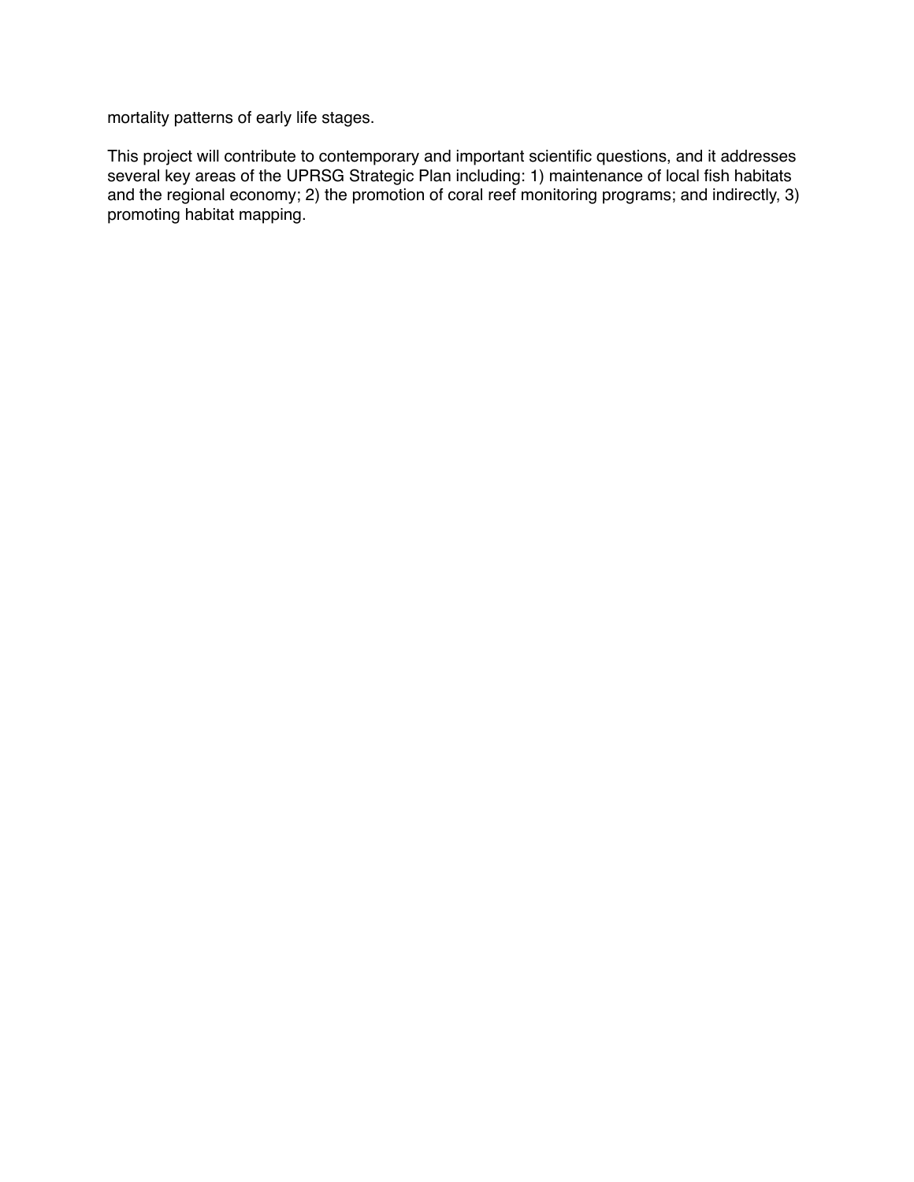mortality patterns of early life stages.

This project will contribute to contemporary and important scientific questions, and it addresses several key areas of the UPRSG Strategic Plan including: 1) maintenance of local fish habitats and the regional economy; 2) the promotion of coral reef monitoring programs; and indirectly, 3) promoting habitat mapping.